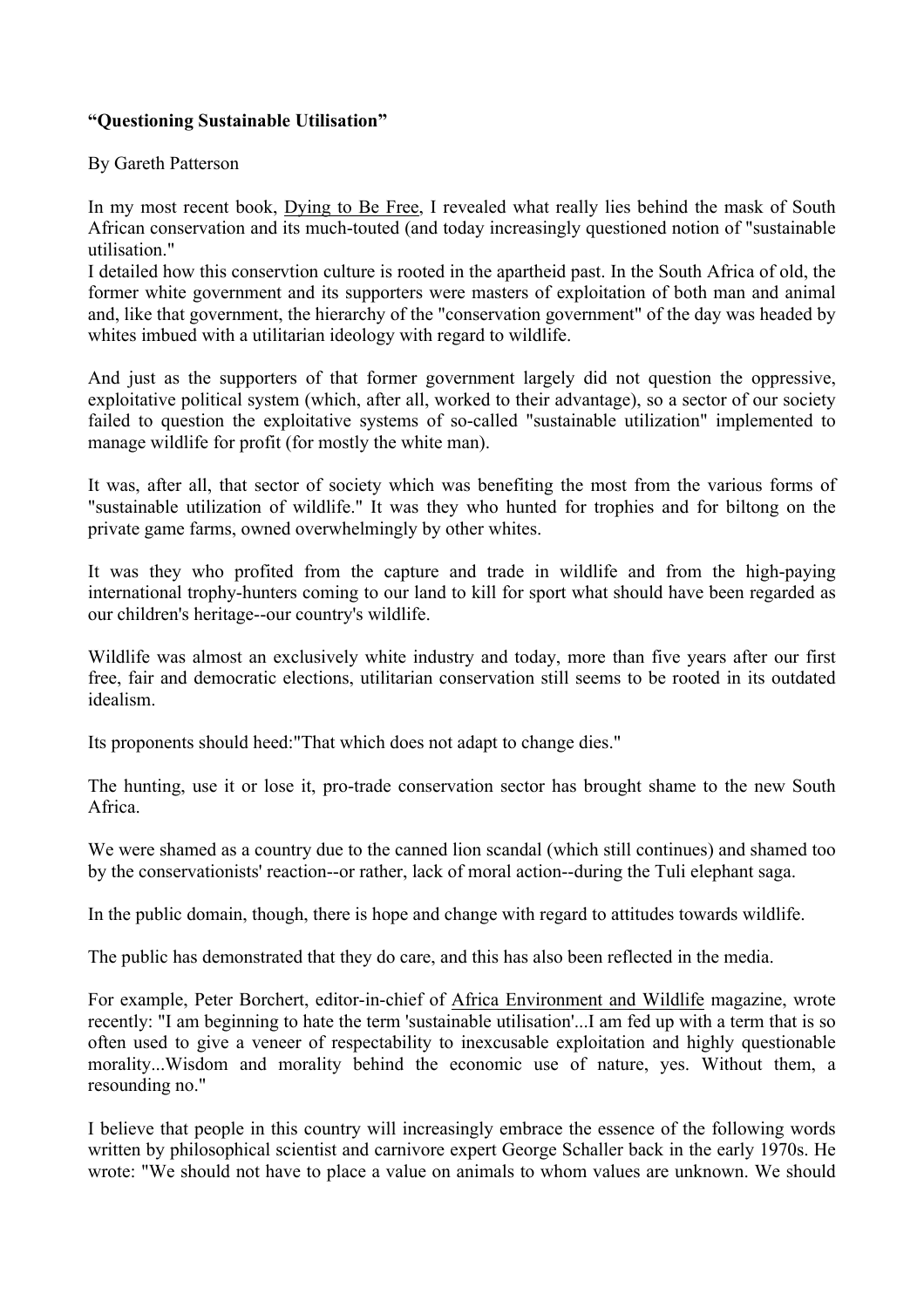**“Questioning Sustainable Utilisation”**

By Gareth Patterson

In my most recent book, Dying to Be Free, I revealed what really lies behind the mask of South African conservation and its much-touted (and today increasingly questioned notion of "sustainable utilisation."
I detailed how this conservtion culture is rooted in the apartheid past. In the South Africa of old, the former white government and its supporters were masters of exploitation of both man and animal and, like that government, the hierarchy of the "conservation government" of the day was headed by whites imbued with a utilitarian ideology with regard to wildlife.

And just as the supporters of that former government largely did not question the oppressive, exploitative political system (which, after all, worked to their advantage), so a sector of our society failed to question the exploitative systems of so-called "sustainable utilization" implemented to manage wildlife for profit (for mostly the white man).

It was, after all, that sector of society which was benefiting the most from the various forms of "sustainable utilization of wildlife." It was they who hunted for trophies and for biltong on the private game farms, owned overwhelmingly by other whites.

It was they who profited from the capture and trade in wildlife and from the high-paying international trophy-hunters coming to our land to kill for sport what should have been regarded as our children's heritage--our country's wildlife.

Wildlife was almost an exclusively white industry and today, more than five years after our first free, fair and democratic elections, utilitarian conservation still seems to be rooted in its outdated idealism.

Its proponents should heed:"That which does not adapt to change dies."

The hunting, use it or lose it, pro-trade conservation sector has brought shame to the new South Africa.

We were shamed as a country due to the canned lion scandal (which still continues) and shamed too by the conservationists' reaction--or rather, lack of moral action--during the Tuli elephant saga.

In the public domain, though, there is hope and change with regard to attitudes towards wildlife.

The public has demonstrated that they do care, and this has also been reflected in the media.

For example, Peter Borchert, editor-in-chief of Africa Environment and Wildlife magazine, wrote recently: "I am beginning to hate the term 'sustainable utilisation'...I am fed up with a term that is so often used to give a veneer of respectability to inexcusable exploitation and highly questionable morality...Wisdom and morality behind the economic use of nature, yes. Without them, a resounding no."

I believe that people in this country will increasingly embrace the essence of the following words written by philosophical scientist and carnivore expert George Schaller back in the early 1970s. He wrote: "We should not have to place a value on animals to whom values are unknown. We should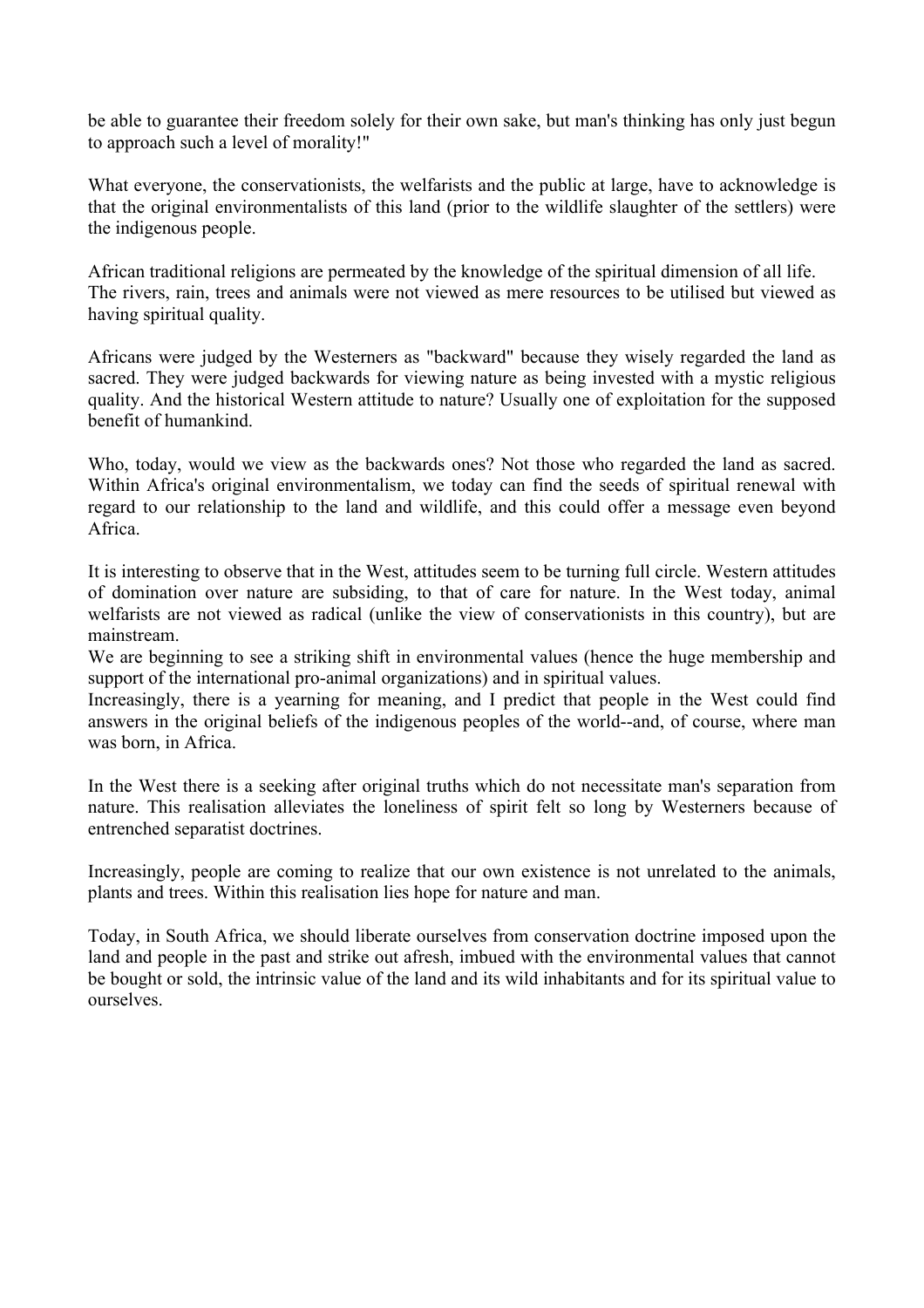be able to guarantee their freedom solely for their own sake, but man's thinking has only just begun to approach such a level of morality!"

What everyone, the conservationists, the welfarists and the public at large, have to acknowledge is that the original environmentalists of this land (prior to the wildlife slaughter of the settlers) were the indigenous people.

African traditional religions are permeated by the knowledge of the spiritual dimension of all life. The rivers, rain, trees and animals were not viewed as mere resources to be utilised but viewed as having spiritual quality.

Africans were judged by the Westerners as "backward" because they wisely regarded the land as sacred. They were judged backwards for viewing nature as being invested with a mystic religious quality. And the historical Western attitude to nature? Usually one of exploitation for the supposed benefit of humankind.

Who, today, would we view as the backwards ones? Not those who regarded the land as sacred. Within Africa's original environmentalism, we today can find the seeds of spiritual renewal with regard to our relationship to the land and wildlife, and this could offer a message even beyond Africa.

It is interesting to observe that in the West, attitudes seem to be turning full circle. Western attitudes of domination over nature are subsiding, to that of care for nature. In the West today, animal welfarists are not viewed as radical (unlike the view of conservationists in this country), but are mainstream.
We are beginning to see a striking shift in environmental values (hence the huge membership and support of the international pro-animal organizations) and in spiritual values.
Increasingly, there is a yearning for meaning, and I predict that people in the West could find answers in the original beliefs of the indigenous peoples of the world--and, of course, where man was born, in Africa.

In the West there is a seeking after original truths which do not necessitate man's separation from nature. This realisation alleviates the loneliness of spirit felt so long by Westerners because of entrenched separatist doctrines.

Increasingly, people are coming to realize that our own existence is not unrelated to the animals, plants and trees. Within this realisation lies hope for nature and man.

Today, in South Africa, we should liberate ourselves from conservation doctrine imposed upon the land and people in the past and strike out afresh, imbued with the environmental values that cannot be bought or sold, the intrinsic value of the land and its wild inhabitants and for its spiritual value to ourselves.